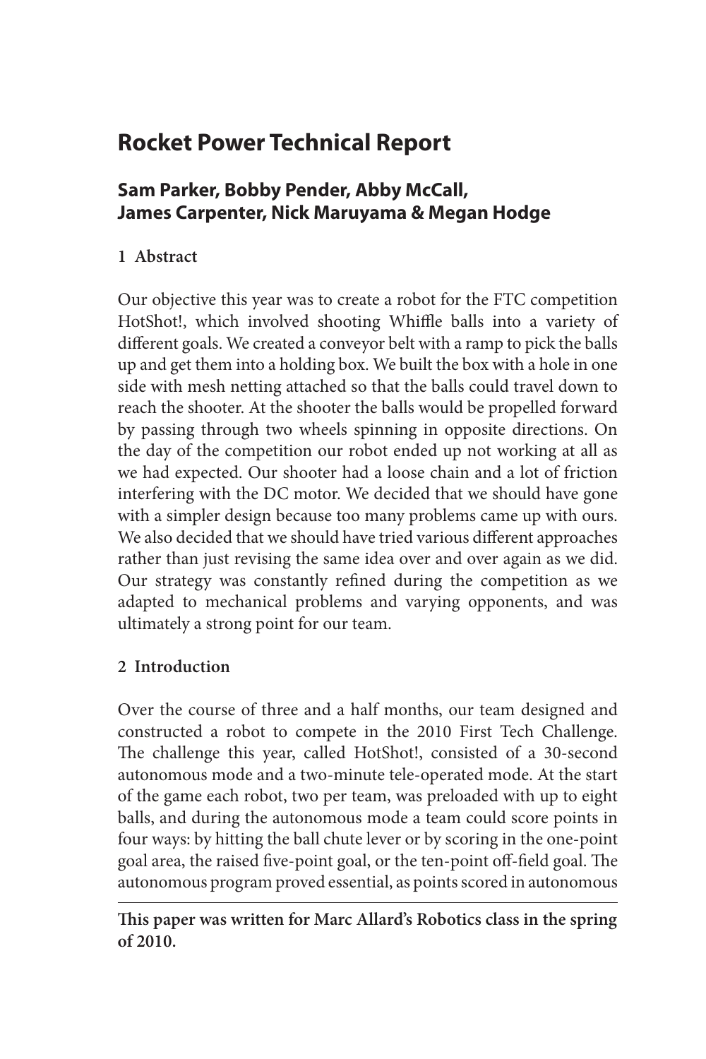# Rocket Power Technical Report

## Sam Parker, Bobby Pender, Abby McCall, James Carpenter, Nick Maruyama & Megan Hodge

### 1 Abstract

Our objective this year was to create a robot for the FTC competition HotShot!, which involved shooting Whiffle balls into a variety of different goals. We created a conveyor belt with a ramp to pick the balls up and get them into a holding box. We built the box with a hole in one side with mesh netting attached so that the balls could travel down to reach the shooter. At the shooter the balls would be propelled forward by passing through two wheels spinning in opposite directions. On the day of the competition our robot ended up not working at all as we had expected. Our shooter had a loose chain and a lot of friction interfering with the DC motor. We decided that we should have gone with a simpler design because too many problems came up with ours. We also decided that we should have tried various different approaches rather than just revising the same idea over and over again as we did. Our strategy was constantly refined during the competition as we adapted to mechanical problems and varying opponents, and was ultimately a strong point for our team.

### 2 Introduction

Over the course of three and a half months, our team designed and constructed a robot to compete in the 2010 First Tech Challenge. The challenge this year, called HotShot!, consisted of a 30-second autonomous mode and a two-minute tele-operated mode. At the start of the game each robot, two per team, was preloaded with up to eight balls, and during the autonomous mode a team could score points in four ways: by hitting the ball chute lever or by scoring in the one-point goal area, the raised five-point goal, or the ten-point off-field goal. The autonomous program proved essential, as points scored in autonomous

**This paper was written for Marc Allard's Robotics class in the spring of 2010.**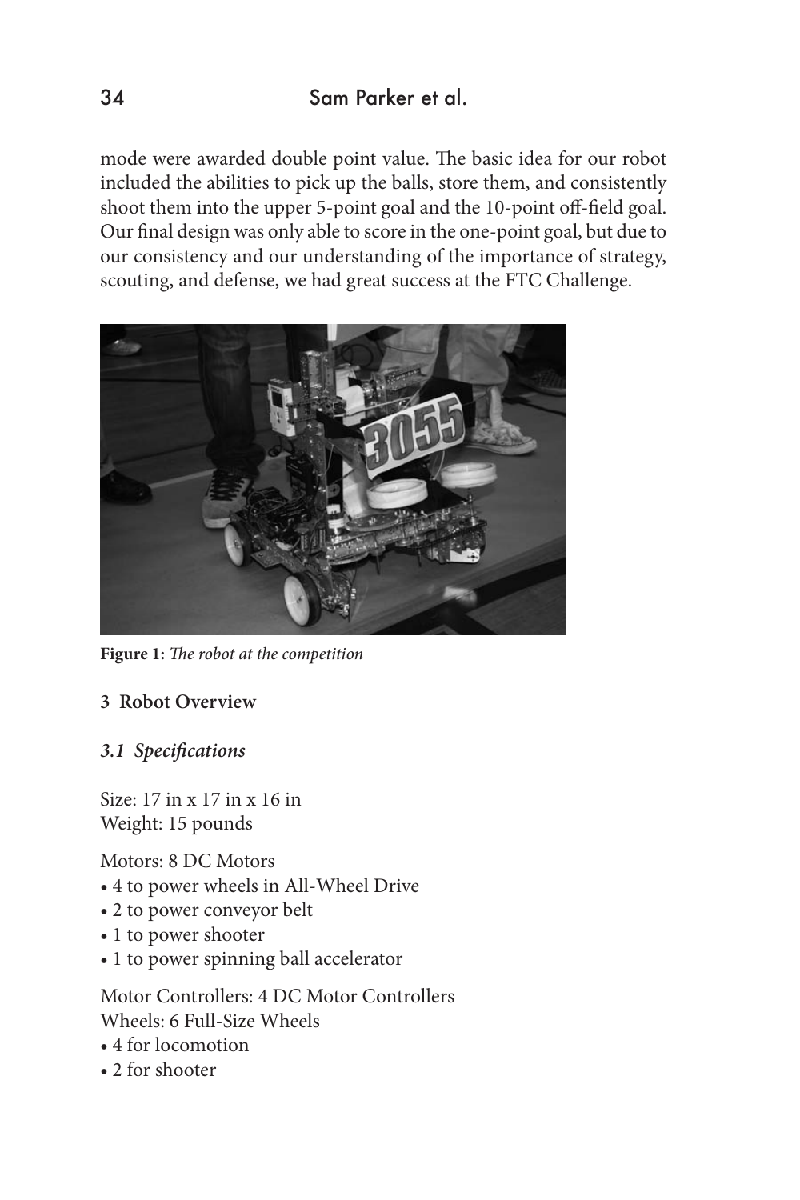mode were awarded double point value. The basic idea for our robot included the abilities to pick up the balls, store them, and consistently shoot them into the upper 5-point goal and the 10-point off-field goal. Our final design was only able to score in the one-point goal, but due to our consistency and our understanding of the importance of strategy, scouting, and defense, we had great success at the FTC Challenge.

**Figure 1:** *The robot at the competition*

## 3 Robot Overview

### *3.1 Specifications*

Size: 17 in x 17 in x 16 in
Weight: 15 pounds

Motors: 8 DC Motors

- 4 to power wheels in All-Wheel Drive
- 2 to power conveyor belt
- 1 to power shooter
- 1 to power spinning ball accelerator

Motor Controllers: 4 DC Motor Controllers
Wheels: 6 Full-Size Wheels

- 4 for locomotion
- 2 for shooter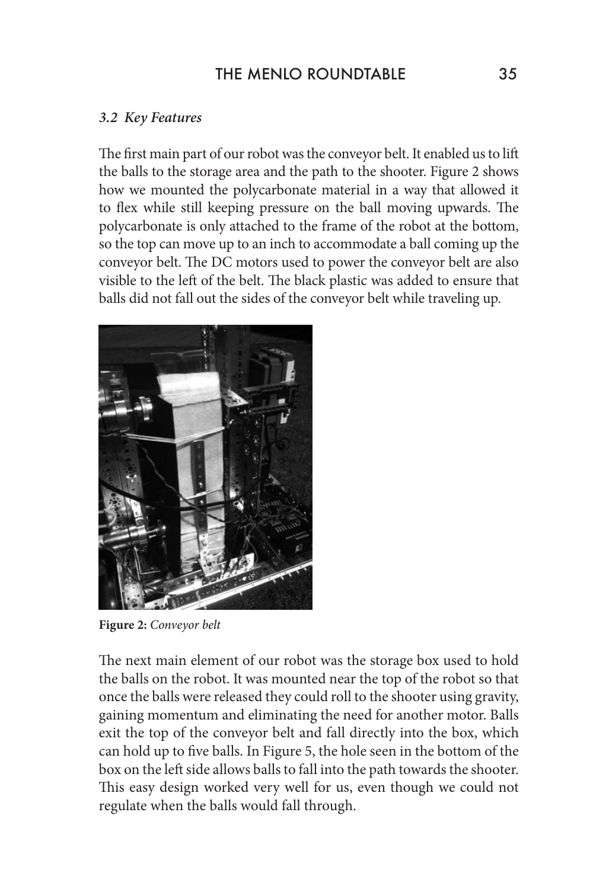### *3.2 Key Features*

The first main part of our robot was the conveyor belt. It enabled us to lift the balls to the storage area and the path to the shooter. Figure 2 shows how we mounted the polycarbonate material in a way that allowed it to flex while still keeping pressure on the ball moving upwards. The polycarbonate is only attached to the frame of the robot at the bottom, so the top can move up to an inch to accommodate a ball coming up the conveyor belt. The DC motors used to power the conveyor belt are also visible to the left of the belt. The black plastic was added to ensure that balls did not fall out the sides of the conveyor belt while traveling up.

**Figure 2:** *Conveyor belt*

The next main element of our robot was the storage box used to hold the balls on the robot. It was mounted near the top of the robot so that once the balls were released they could roll to the shooter using gravity, gaining momentum and eliminating the need for another motor. Balls exit the top of the conveyor belt and fall directly into the box, which can hold up to five balls. In Figure 5, the hole seen in the bottom of the box on the left side allows balls to fall into the path towards the shooter. This easy design worked very well for us, even though we could not regulate when the balls would fall through.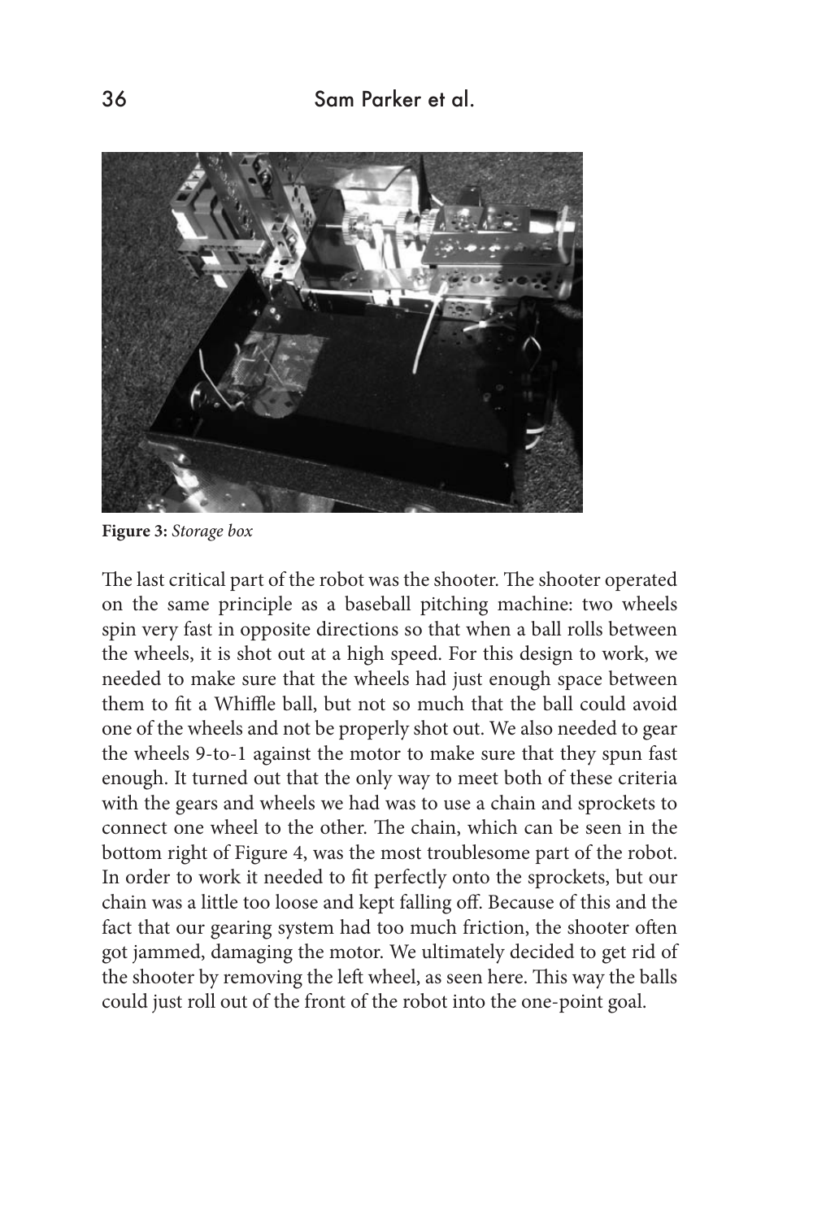**Figure 3:** *Storage box*

The last critical part of the robot was the shooter. The shooter operated on the same principle as a baseball pitching machine: two wheels spin very fast in opposite directions so that when a ball rolls between the wheels, it is shot out at a high speed. For this design to work, we needed to make sure that the wheels had just enough space between them to fit a Whiffle ball, but not so much that the ball could avoid one of the wheels and not be properly shot out. We also needed to gear the wheels 9-to-1 against the motor to make sure that they spun fast enough. It turned out that the only way to meet both of these criteria with the gears and wheels we had was to use a chain and sprockets to connect one wheel to the other. The chain, which can be seen in the bottom right of Figure 4, was the most troublesome part of the robot. In order to work it needed to fit perfectly onto the sprockets, but our chain was a little too loose and kept falling off. Because of this and the fact that our gearing system had too much friction, the shooter often got jammed, damaging the motor. We ultimately decided to get rid of the shooter by removing the left wheel, as seen here. This way the balls could just roll out of the front of the robot into the one-point goal.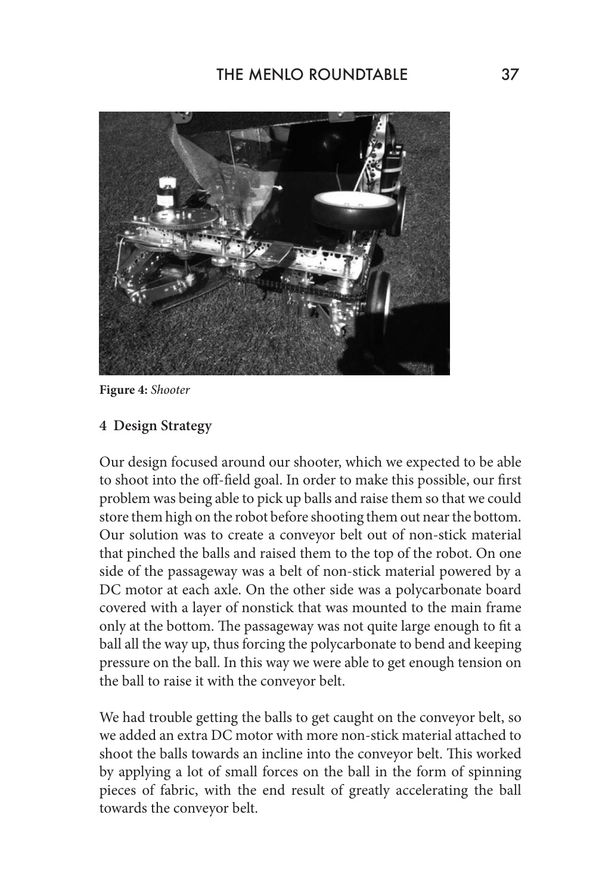**Figure 4:** *Shooter*

## 4 Design Strategy

Our design focused around our shooter, which we expected to be able to shoot into the off-field goal. In order to make this possible, our first problem was being able to pick up balls and raise them so that we could store them high on the robot before shooting them out near the bottom. Our solution was to create a conveyor belt out of non-stick material that pinched the balls and raised them to the top of the robot. On one side of the passageway was a belt of non-stick material powered by a DC motor at each axle. On the other side was a polycarbonate board covered with a layer of nonstick that was mounted to the main frame only at the bottom. The passageway was not quite large enough to fit a ball all the way up, thus forcing the polycarbonate to bend and keeping pressure on the ball. In this way we were able to get enough tension on the ball to raise it with the conveyor belt.

We had trouble getting the balls to get caught on the conveyor belt, so we added an extra DC motor with more non-stick material attached to shoot the balls towards an incline into the conveyor belt. This worked by applying a lot of small forces on the ball in the form of spinning pieces of fabric, with the end result of greatly accelerating the ball towards the conveyor belt.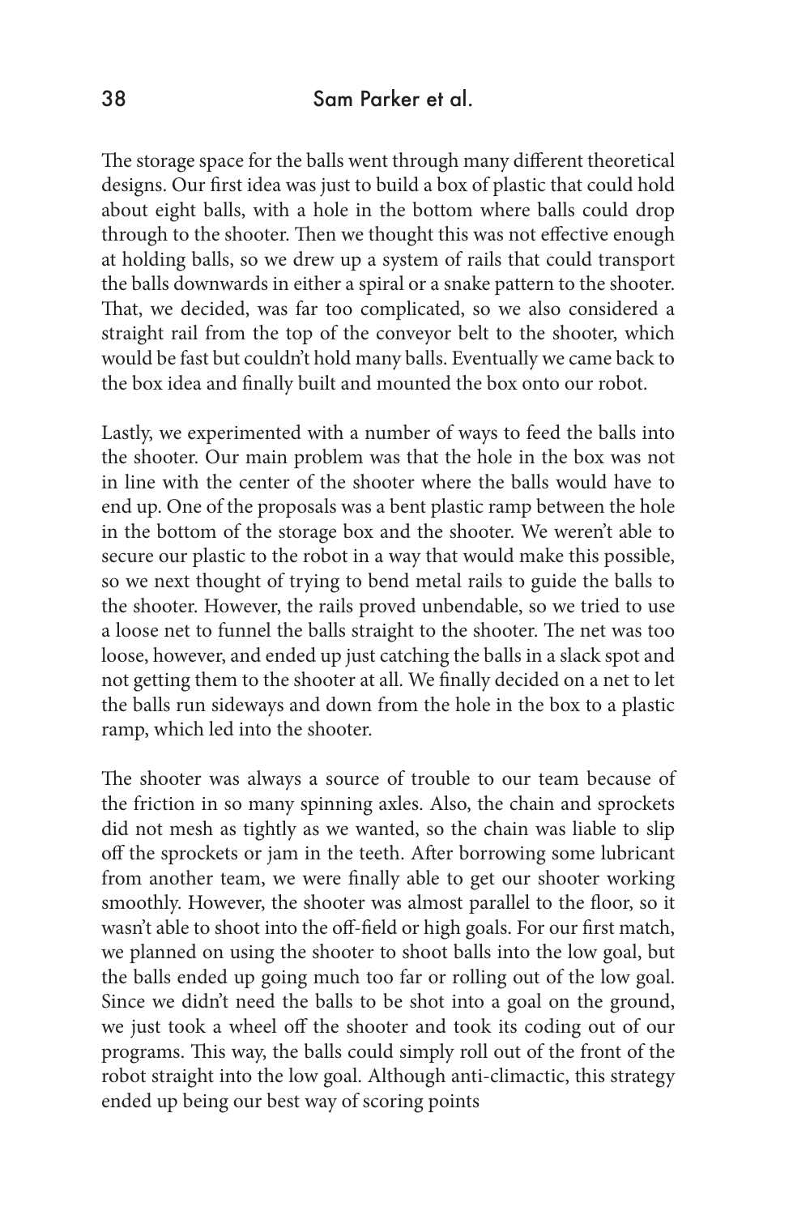The storage space for the balls went through many different theoretical designs. Our first idea was just to build a box of plastic that could hold about eight balls, with a hole in the bottom where balls could drop through to the shooter. Then we thought this was not effective enough at holding balls, so we drew up a system of rails that could transport the balls downwards in either a spiral or a snake pattern to the shooter. That, we decided, was far too complicated, so we also considered a straight rail from the top of the conveyor belt to the shooter, which would be fast but couldn't hold many balls. Eventually we came back to the box idea and finally built and mounted the box onto our robot.

Lastly, we experimented with a number of ways to feed the balls into the shooter. Our main problem was that the hole in the box was not in line with the center of the shooter where the balls would have to end up. One of the proposals was a bent plastic ramp between the hole in the bottom of the storage box and the shooter. We weren't able to secure our plastic to the robot in a way that would make this possible, so we next thought of trying to bend metal rails to guide the balls to the shooter. However, the rails proved unbendable, so we tried to use a loose net to funnel the balls straight to the shooter. The net was too loose, however, and ended up just catching the balls in a slack spot and not getting them to the shooter at all. We finally decided on a net to let the balls run sideways and down from the hole in the box to a plastic ramp, which led into the shooter.

The shooter was always a source of trouble to our team because of the friction in so many spinning axles. Also, the chain and sprockets did not mesh as tightly as we wanted, so the chain was liable to slip off the sprockets or jam in the teeth. After borrowing some lubricant from another team, we were finally able to get our shooter working smoothly. However, the shooter was almost parallel to the floor, so it wasn't able to shoot into the off-field or high goals. For our first match, we planned on using the shooter to shoot balls into the low goal, but the balls ended up going much too far or rolling out of the low goal. Since we didn't need the balls to be shot into a goal on the ground, we just took a wheel off the shooter and took its coding out of our programs. This way, the balls could simply roll out of the front of the robot straight into the low goal. Although anti-climactic, this strategy ended up being our best way of scoring points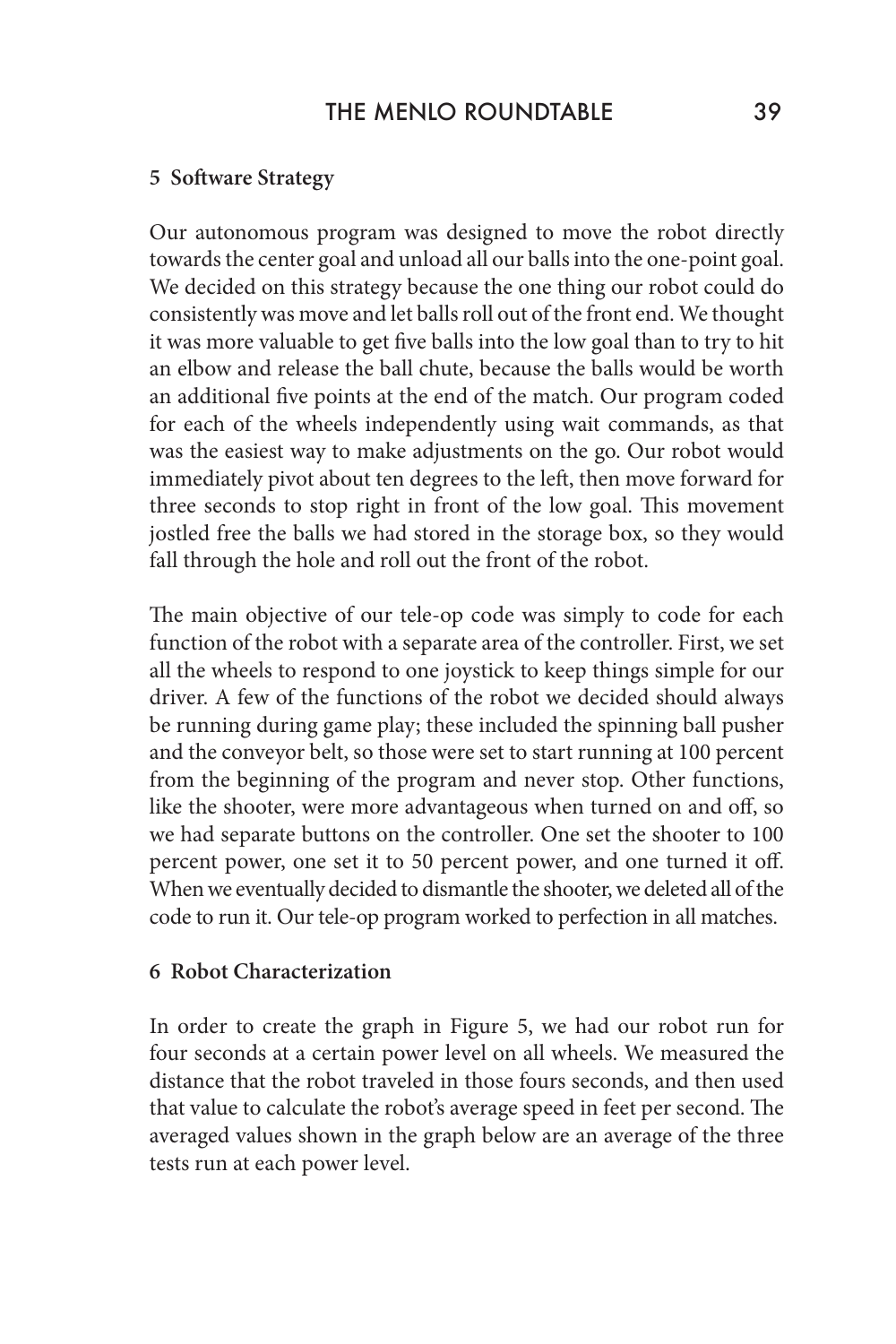## 5 Software Strategy

Our autonomous program was designed to move the robot directly towards the center goal and unload all our balls into the one-point goal. We decided on this strategy because the one thing our robot could do consistently was move and let balls roll out of the front end. We thought it was more valuable to get five balls into the low goal than to try to hit an elbow and release the ball chute, because the balls would be worth an additional five points at the end of the match. Our program coded for each of the wheels independently using wait commands, as that was the easiest way to make adjustments on the go. Our robot would immediately pivot about ten degrees to the left, then move forward for three seconds to stop right in front of the low goal. This movement jostled free the balls we had stored in the storage box, so they would fall through the hole and roll out the front of the robot.

The main objective of our tele-op code was simply to code for each function of the robot with a separate area of the controller. First, we set all the wheels to respond to one joystick to keep things simple for our driver. A few of the functions of the robot we decided should always be running during game play; these included the spinning ball pusher and the conveyor belt, so those were set to start running at 100 percent from the beginning of the program and never stop. Other functions, like the shooter, were more advantageous when turned on and off, so we had separate buttons on the controller. One set the shooter to 100 percent power, one set it to 50 percent power, and one turned it off. When we eventually decided to dismantle the shooter, we deleted all of the code to run it. Our tele-op program worked to perfection in all matches.

## 6 Robot Characterization

In order to create the graph in Figure 5, we had our robot run for four seconds at a certain power level on all wheels. We measured the distance that the robot traveled in those fours seconds, and then used that value to calculate the robot's average speed in feet per second. The averaged values shown in the graph below are an average of the three tests run at each power level.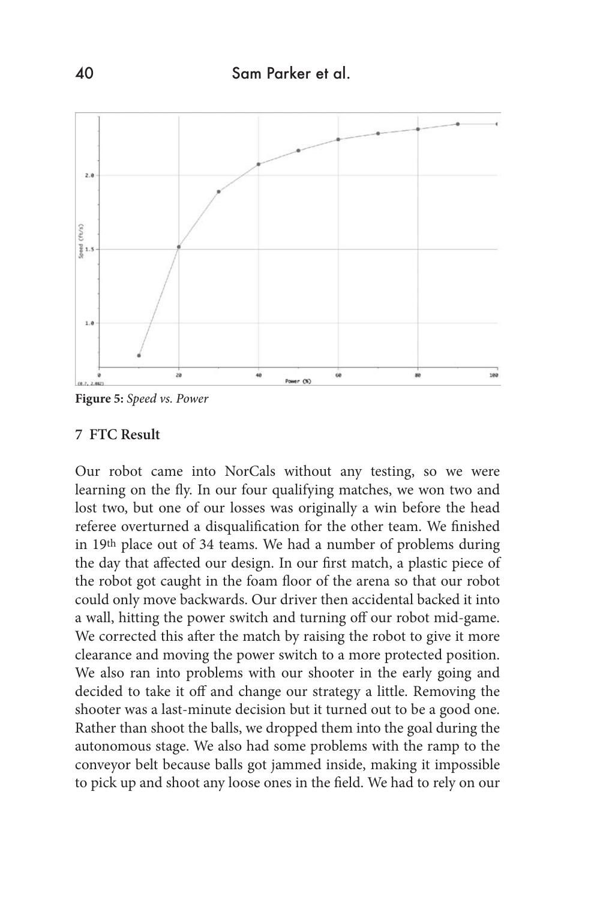**Figure 5:** *Speed vs. Power*

## 7 FTC Result

Our robot came into NorCals without any testing, so we were learning on the fly. In our four qualifying matches, we won two and lost two, but one of our losses was originally a win before the head referee overturned a disqualification for the other team. We finished in 19th place out of 34 teams. We had a number of problems during the day that affected our design. In our first match, a plastic piece of the robot got caught in the foam floor of the arena so that our robot could only move backwards. Our driver then accidental backed it into a wall, hitting the power switch and turning off our robot mid-game. We corrected this after the match by raising the robot to give it more clearance and moving the power switch to a more protected position. We also ran into problems with our shooter in the early going and decided to take it off and change our strategy a little. Removing the shooter was a last-minute decision but it turned out to be a good one. Rather than shoot the balls, we dropped them into the goal during the autonomous stage. We also had some problems with the ramp to the conveyor belt because balls got jammed inside, making it impossible to pick up and shoot any loose ones in the field. We had to rely on our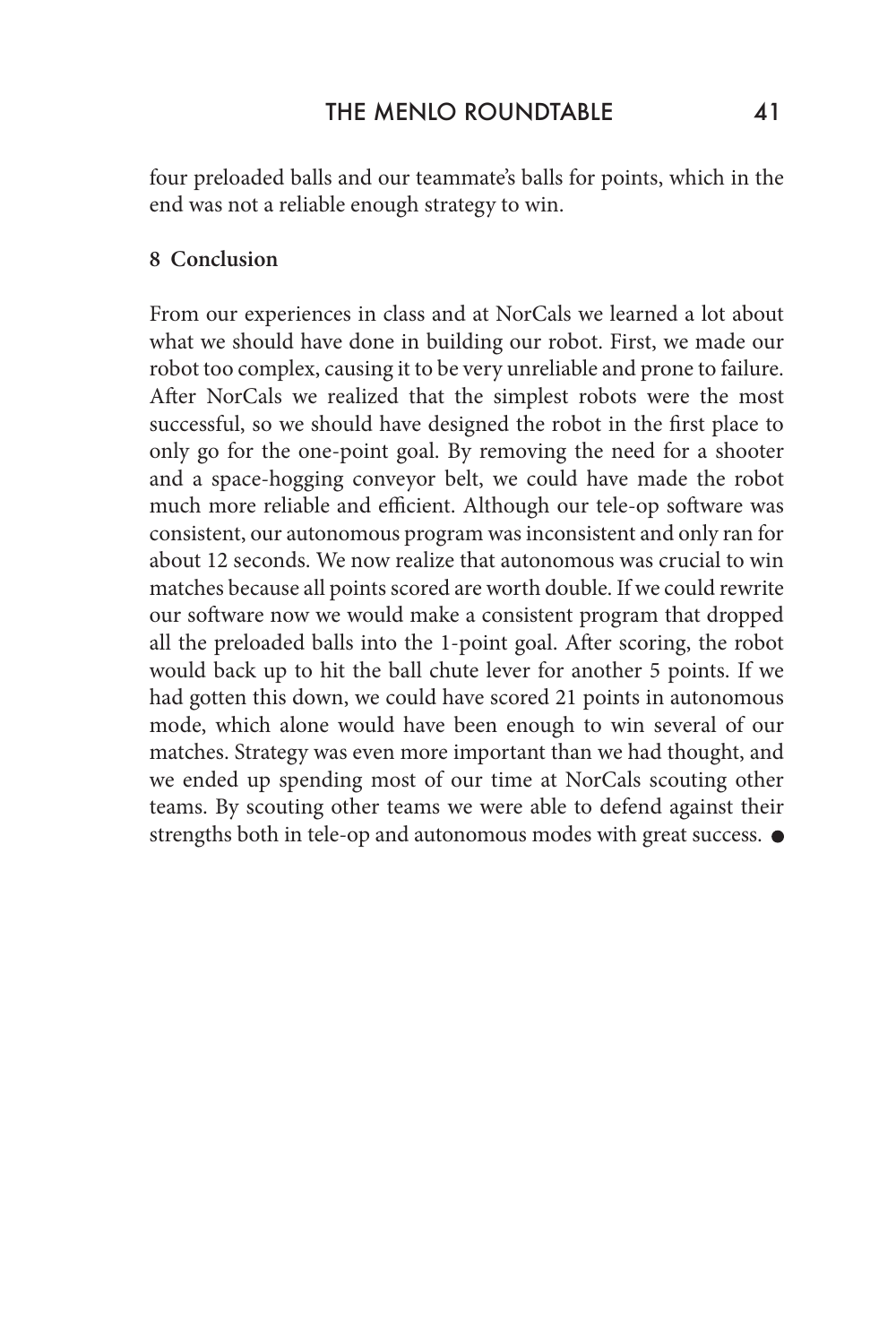four preloaded balls and our teammate's balls for points, which in the end was not a reliable enough strategy to win.

## 8 Conclusion

From our experiences in class and at NorCals we learned a lot about what we should have done in building our robot. First, we made our robot too complex, causing it to be very unreliable and prone to failure. After NorCals we realized that the simplest robots were the most successful, so we should have designed the robot in the first place to only go for the one-point goal. By removing the need for a shooter and a space-hogging conveyor belt, we could have made the robot much more reliable and efficient. Although our tele-op software was consistent, our autonomous program was inconsistent and only ran for about 12 seconds. We now realize that autonomous was crucial to win matches because all points scored are worth double. If we could rewrite our software now we would make a consistent program that dropped all the preloaded balls into the 1-point goal. After scoring, the robot would back up to hit the ball chute lever for another 5 points. If we had gotten this down, we could have scored 21 points in autonomous mode, which alone would have been enough to win several of our matches. Strategy was even more important than we had thought, and we ended up spending most of our time at NorCals scouting other teams. By scouting other teams we were able to defend against their strengths both in tele-op and autonomous modes with great success. ●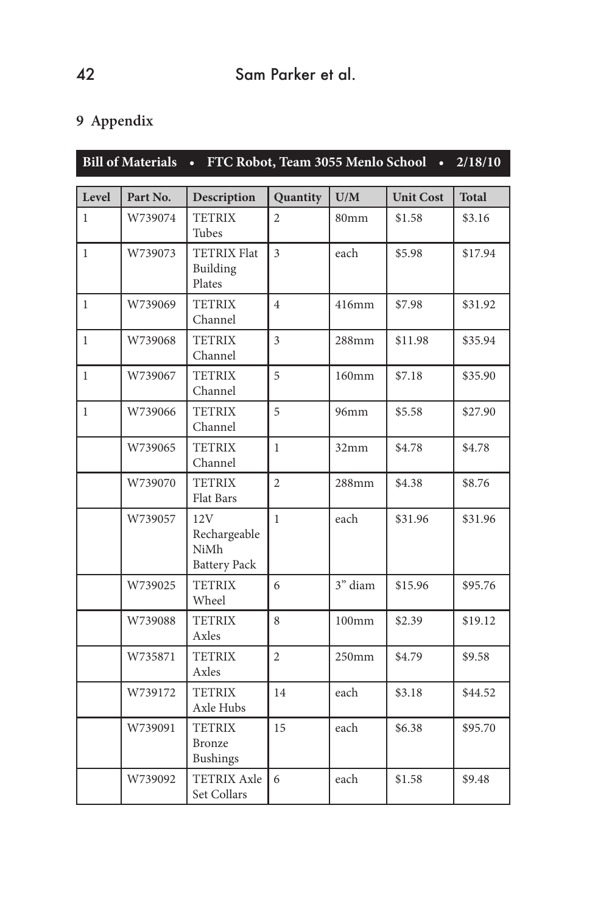## 9 Appendix

**Bill of Materials • FTC Robot, Team 3055 Menlo School • 2/18/10**

| Level | Part No. | Description | Quantity | U/M | Unit Cost | Total |
|---|---|---|---|---|---|---|
| 1 | W739074 | TETRIX Tubes | 2 | 80mm | $1.58 | $3.16 |
| 1 | W739073 | TETRIX Flat Building Plates | 3 | each | $5.98 | $17.94 |
| 1 | W739069 | TETRIX Channel | 4 | 416mm | $7.98 | $31.92 |
| 1 | W739068 | TETRIX Channel | 3 | 288mm | $11.98 | $35.94 |
| 1 | W739067 | TETRIX Channel | 5 | 160mm | $7.18 | $35.90 |
| 1 | W739066 | TETRIX Channel | 5 | 96mm | $5.58 | $27.90 |
| | W739065 | TETRIX Channel | 1 | 32mm | $4.78 | $4.78 |
| | W739070 | TETRIX Flat Bars | 2 | 288mm | $4.38 | $8.76 |
| | W739057 | 12V Rechargeable NiMh Battery Pack | 1 | each | $31.96 | $31.96 |
| | W739025 | TETRIX Wheel | 6 | 3" diam | $15.96 | $95.76 |
| | W739088 | TETRIX Axles | 8 | 100mm | $2.39 | $19.12 |
| | W735871 | TETRIX Axles | 2 | 250mm | $4.79 | $9.58 |
| | W739172 | TETRIX Axle Hubs | 14 | each | $3.18 | $44.52 |
| | W739091 | TETRIX Bronze Bushings | 15 | each | $6.38 | $95.70 |
| | W739092 | TETRIX Axle Set Collars | 6 | each | $1.58 | $9.48 |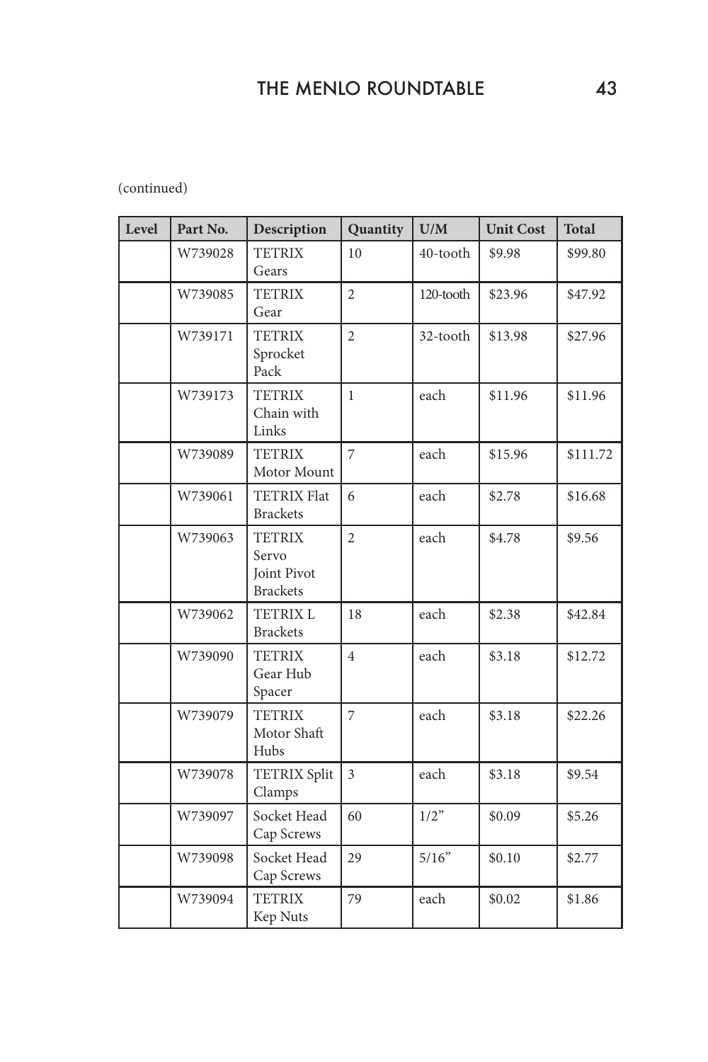(continued)

| Level | Part No. | Description | Quantity | U/M | Unit Cost | Total |
|---|---|---|---|---|---|---|
| | W739028 | TETRIX Gears | 10 | 40-tooth | $9.98 | $99.80 |
| | W739085 | TETRIX Gear | 2 | 120-tooth | $23.96 | $47.92 |
| | W739171 | TETRIX Sprocket Pack | 2 | 32-tooth | $13.98 | $27.96 |
| | W739173 | TETRIX Chain with Links | 1 | each | $11.96 | $11.96 |
| | W739089 | TETRIX Motor Mount | 7 | each | $15.96 | $111.72 |
| | W739061 | TETRIX Flat Brackets | 6 | each | $2.78 | $16.68 |
| | W739063 | TETRIX Servo Joint Pivot Brackets | 2 | each | $4.78 | $9.56 |
| | W739062 | TETRIX L Brackets | 18 | each | $2.38 | $42.84 |
| | W739090 | TETRIX Gear Hub Spacer | 4 | each | $3.18 | $12.72 |
| | W739079 | TETRIX Motor Shaft Hubs | 7 | each | $3.18 | $22.26 |
| | W739078 | TETRIX Split Clamps | 3 | each | $3.18 | $9.54 |
| | W739097 | Socket Head Cap Screws | 60 | 1/2” | $0.09 | $5.26 |
| | W739098 | Socket Head Cap Screws | 29 | 5/16” | $0.10 | $2.77 |
| | W739094 | TETRIX Kep Nuts | 79 | each | $0.02 | $1.86 |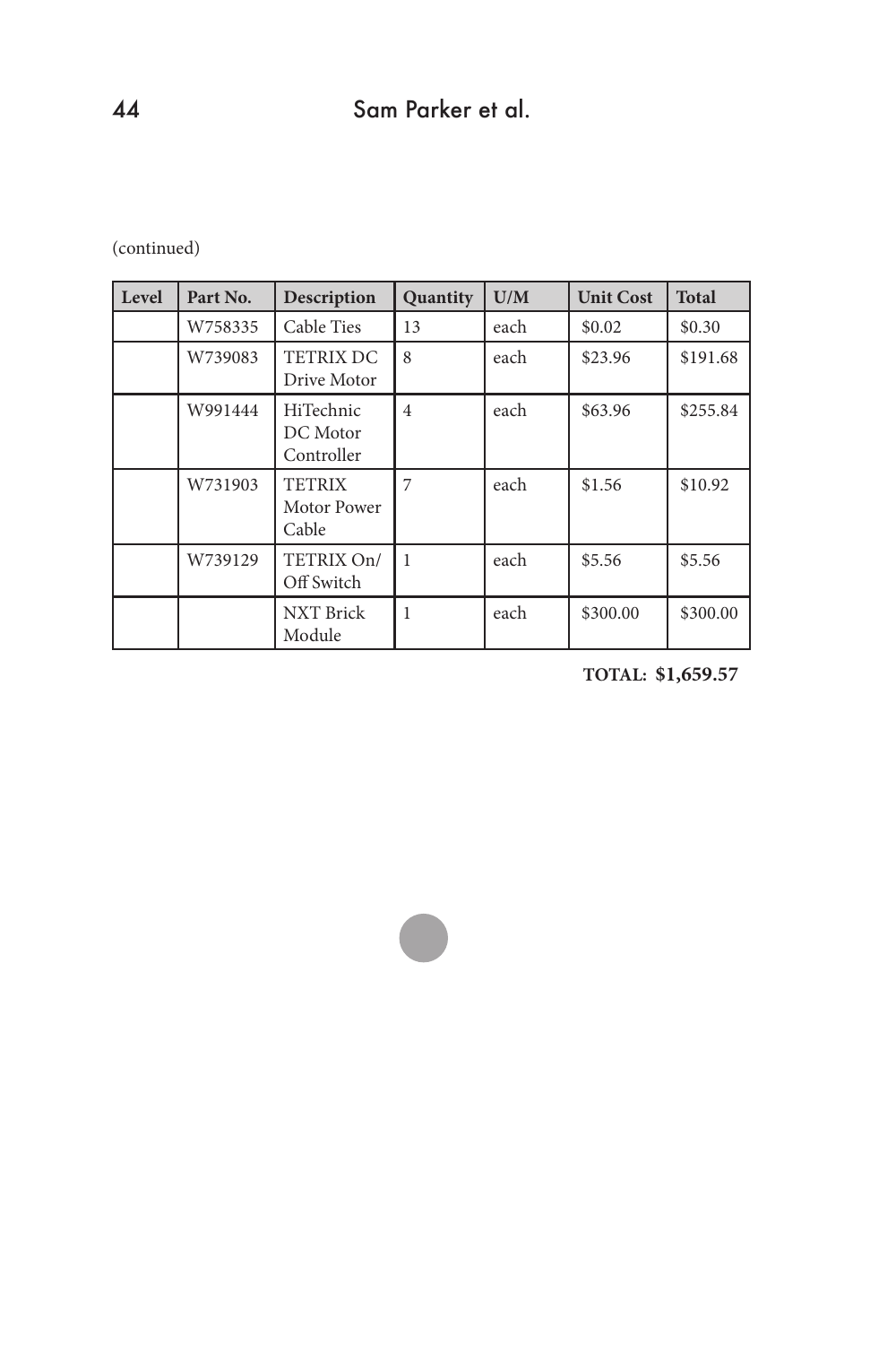(continued)

| Level | Part No. | Description | Quantity | U/M | Unit Cost | Total |
|---|---|---|---|---|---|---|
| | W758335 | Cable Ties | 13 | each | $0.02 | $0.30 |
| | W739083 | TETRIX DC Drive Motor | 8 | each | $23.96 | $191.68 |
| | W991444 | HiTechnic DC Motor Controller | 4 | each | $63.96 | $255.84 |
| | W731903 | TETRIX Motor Power Cable | 7 | each | $1.56 | $10.92 |
| | W739129 | TETRIX On/Off Switch | 1 | each | $5.56 | $5.56 |
| | | NXT Brick Module | 1 | each | $300.00 | $300.00 |

**TOTAL: $1,659.57**